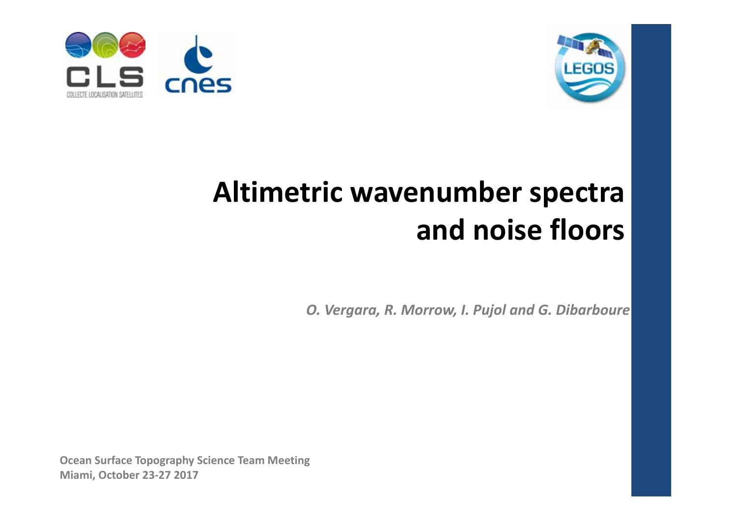# Altimetric wavenumber spectra and noise floors

*O. Vergara, R. Morrow, I. Pujol and G. Dibarboure*

**Ocean Surface Topography Science Team Meeting**
**Miami, October 23-27 2017**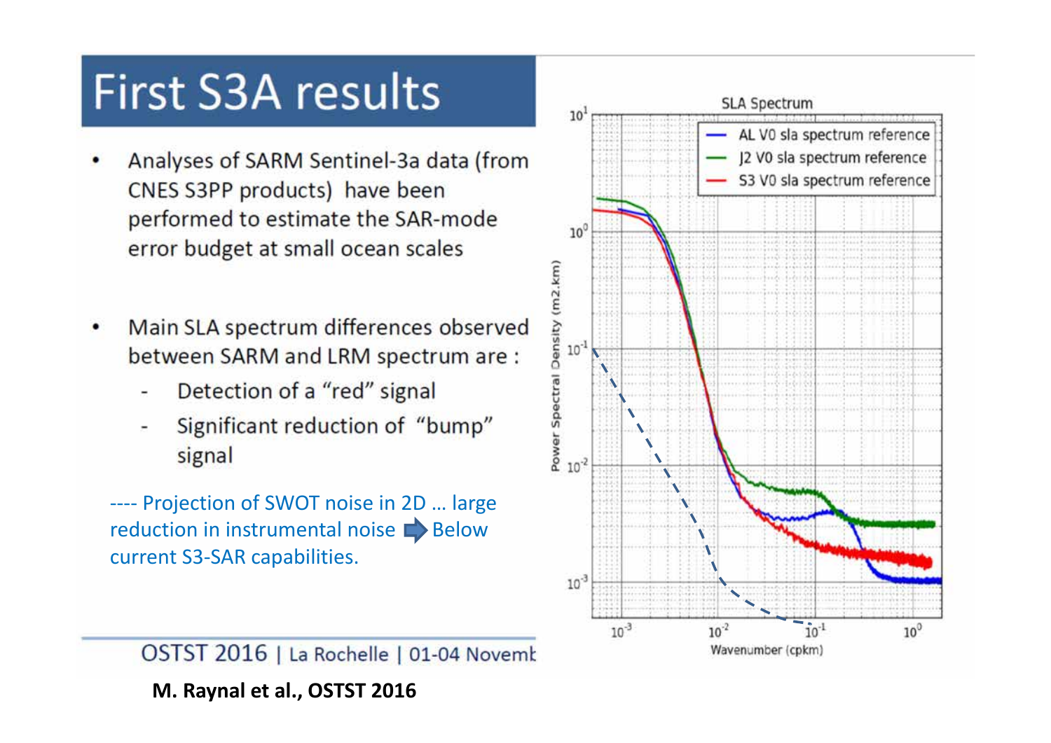# First S3A results

- Analyses of SARM Sentinel-3a data (from CNES S3PP products) have been performed to estimate the SAR-mode error budget at small ocean scales

- Main SLA spectrum differences observed between SARM and LRM spectrum are :
  - Detection of a "red" signal
  - Significant reduction of "bump" signal

---- Projection of SWOT noise in 2D … large reduction in instrumental noise ➡ Below current S3-SAR capabilities.

SLA Spectrum

- AL V0 sla spectrum reference
- J2 V0 sla spectrum reference
- S3 V0 sla spectrum reference

Power Spectral Density (m2.km)

Wavenumber (cpkm)

OSTST 2016 | La Rochelle | 01-04 Novemb

**M. Raynal et al., OSTST 2016**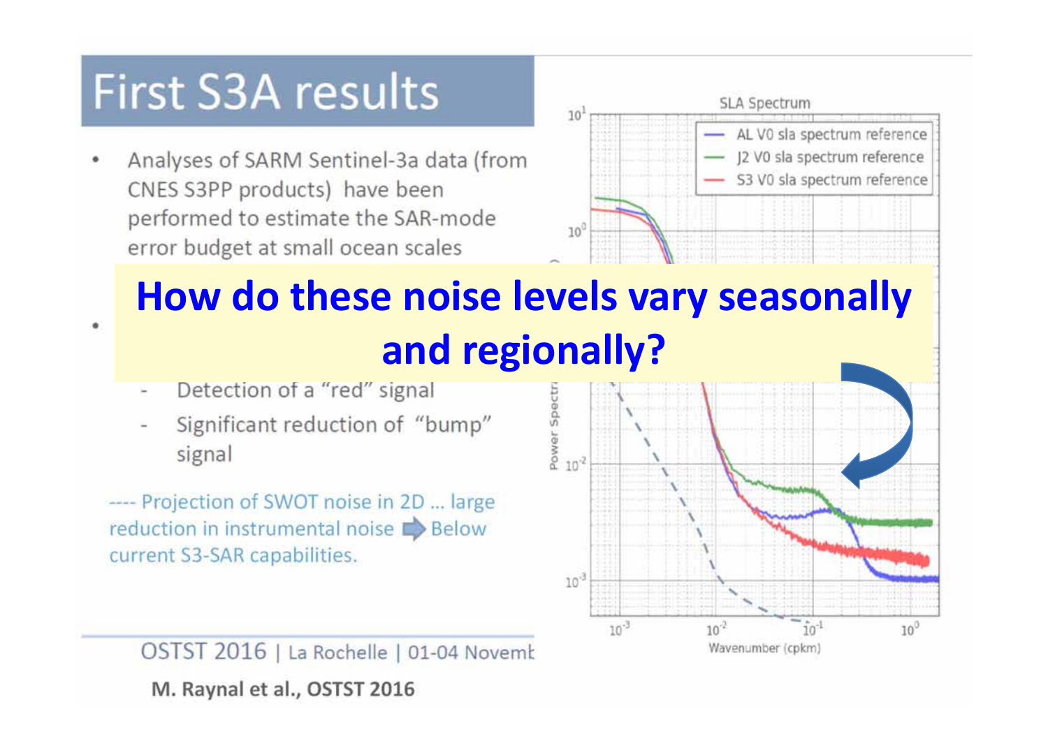# First S3A results

- Analyses of SARM Sentinel-3a data (from CNES S3PP products) have been performed to estimate the SAR-mode error budget at small ocean scales

**How do these noise levels vary seasonally and regionally?**

- 
  - Detection of a "red" signal
  - Significant reduction of "bump" signal

---- Projection of SWOT noise in 2D ... large reduction in instrumental noise ➡ Below current S3-SAR capabilities.

SLA Spectrum

- AL V0 sla spectrum reference
- J2 V0 sla spectrum reference
- S3 V0 sla spectrum reference

Power Spectr...

Wavenumber (cpkm)

OSTST 2016 | La Rochelle | 01-04 Novemb

**M. Raynal et al., OSTST 2016**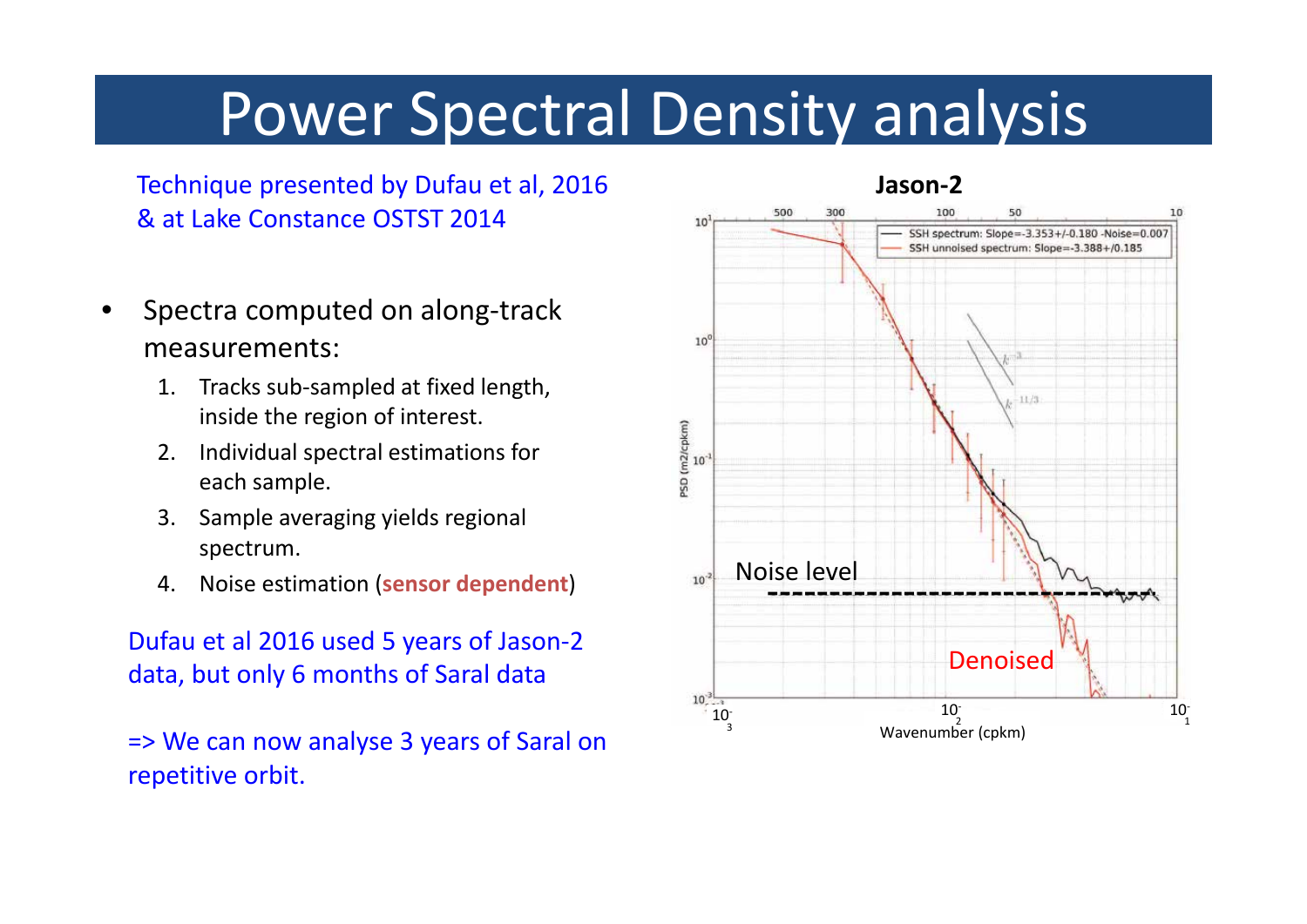# Power Spectral Density analysis

Technique presented by Dufau et al, 2016 & at Lake Constance OSTST 2014

- Spectra computed on along-track measurements:
  1. Tracks sub-sampled at fixed length, inside the region of interest.
  2. Individual spectral estimations for each sample.
  3. Sample averaging yields regional spectrum.
  4. Noise estimation (**sensor dependent**)

Dufau et al 2016 used 5 years of Jason-2 data, but only 6 months of Saral data

=> We can now analyse 3 years of Saral on repetitive orbit.

**Jason-2**

SSH spectrum: Slope=-3.353+/-0.180 -Noise=0.007
SSH unnoised spectrum: Slope=-3.388+/0.185

Noise level

Denoised

PSD (m2/cpkm)

Wavenumber (cpkm)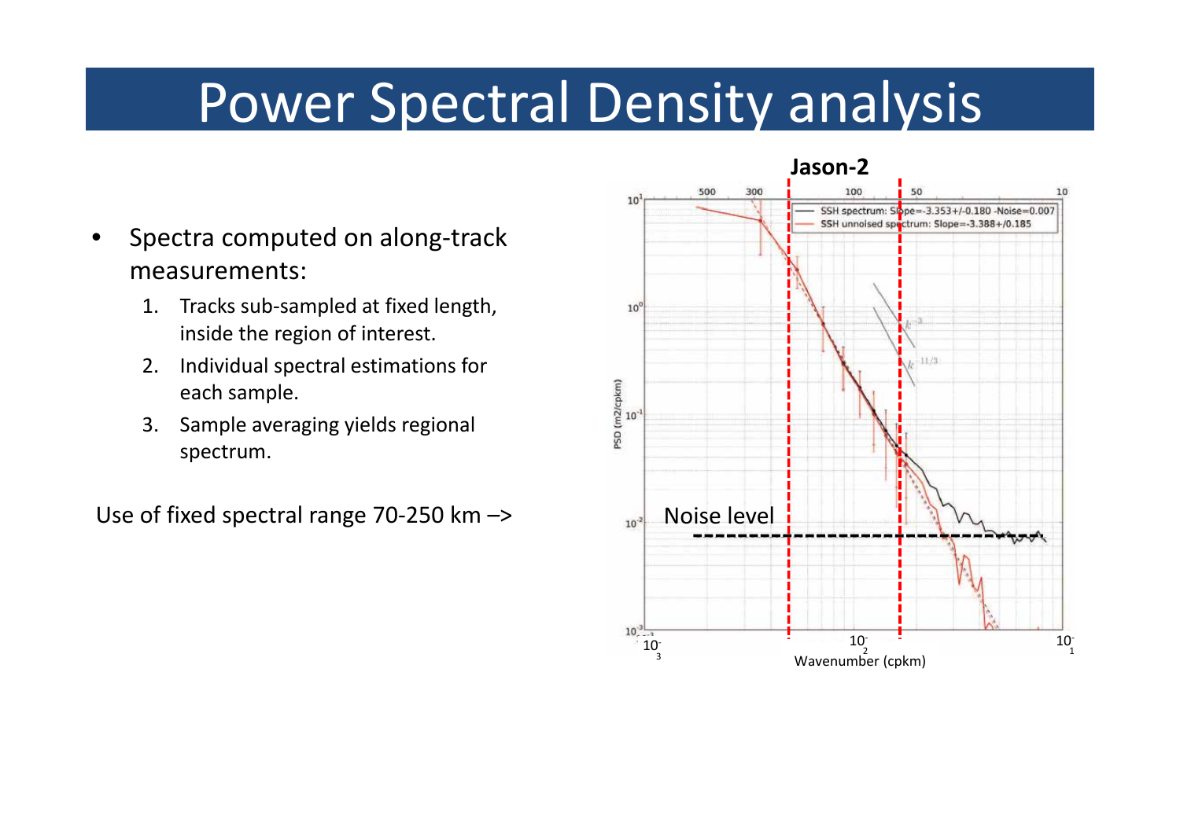# Power Spectral Density analysis

- Spectra computed on along-track measurements:
  1. Tracks sub-sampled at fixed length, inside the region of interest.
  2. Individual spectral estimations for each sample.
  3. Sample averaging yields regional spectrum.

Use of fixed spectral range 70-250 km –>

**Jason-2**

Noise level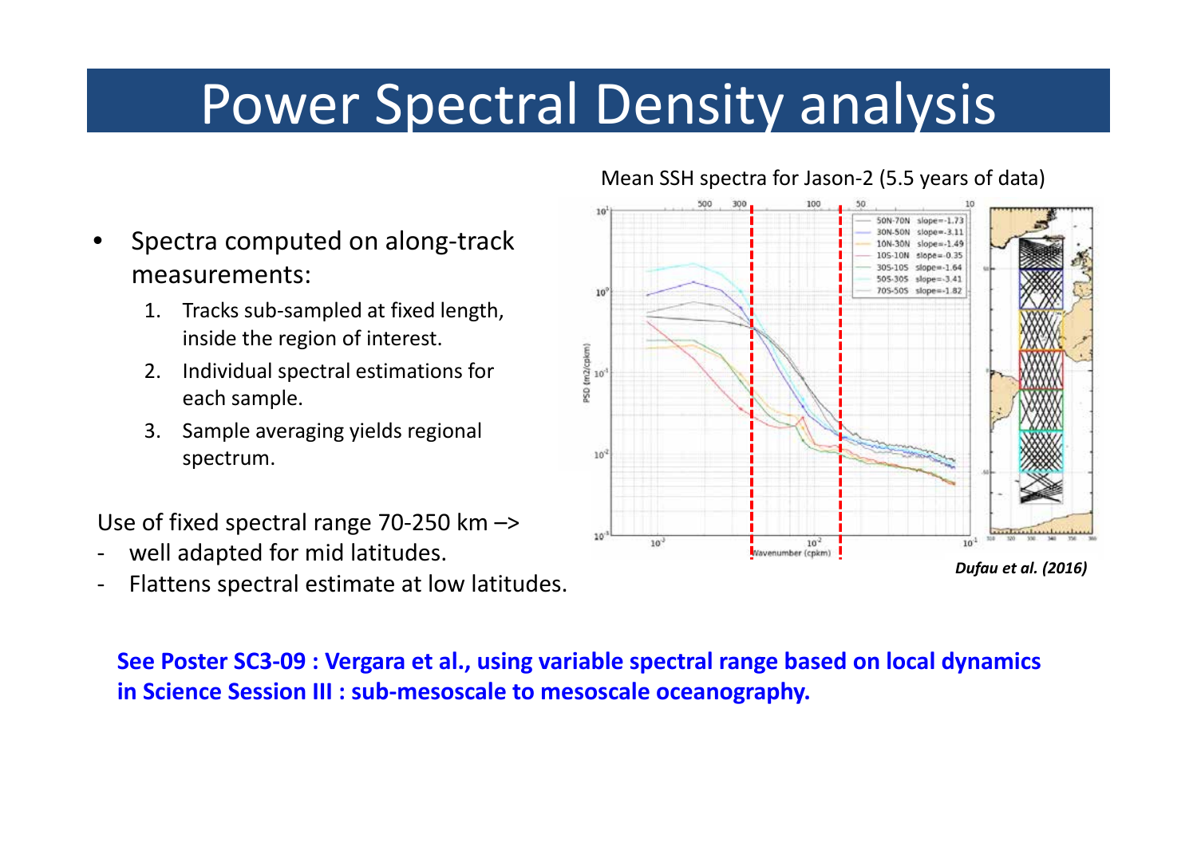# Power Spectral Density analysis

- Spectra computed on along-track measurements:
  1. Tracks sub-sampled at fixed length, inside the region of interest.
  2. Individual spectral estimations for each sample.
  3. Sample averaging yields regional spectrum.

Use of fixed spectral range 70-250 km –>

- well adapted for mid latitudes.
- Flattens spectral estimate at low latitudes.

Mean SSH spectra for Jason-2 (5.5 years of data)

*Dufau et al. (2016)*

**See Poster SC3-09 : Vergara et al., using variable spectral range based on local dynamics in Science Session III : sub-mesoscale to mesoscale oceanography.**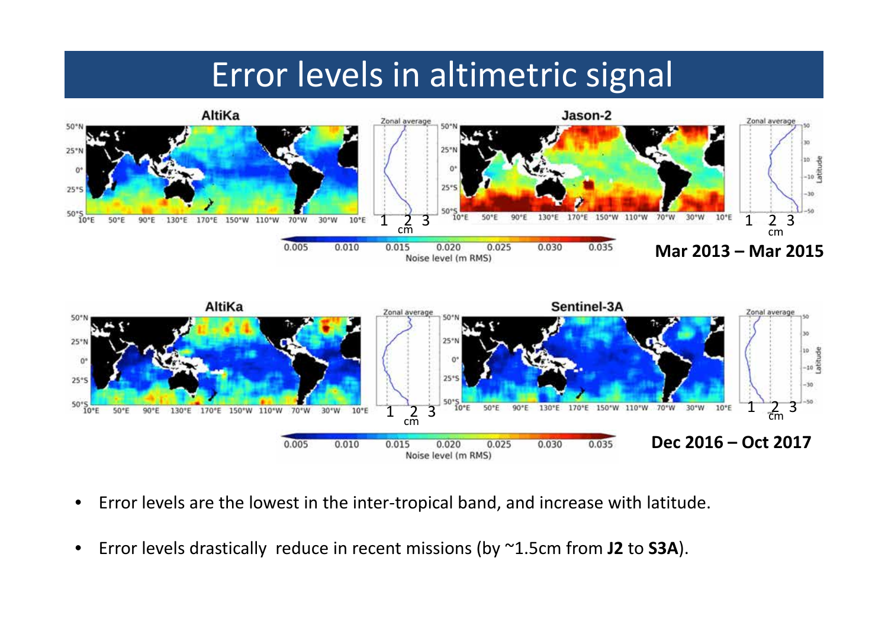# Error levels in altimetric signal

**Mar 2013 – Mar 2015**

**Dec 2016 – Oct 2017**

- Error levels are the lowest in the inter-tropical band, and increase with latitude.
- Error levels drastically reduce in recent missions (by ~1.5cm from **J2** to **S3A**).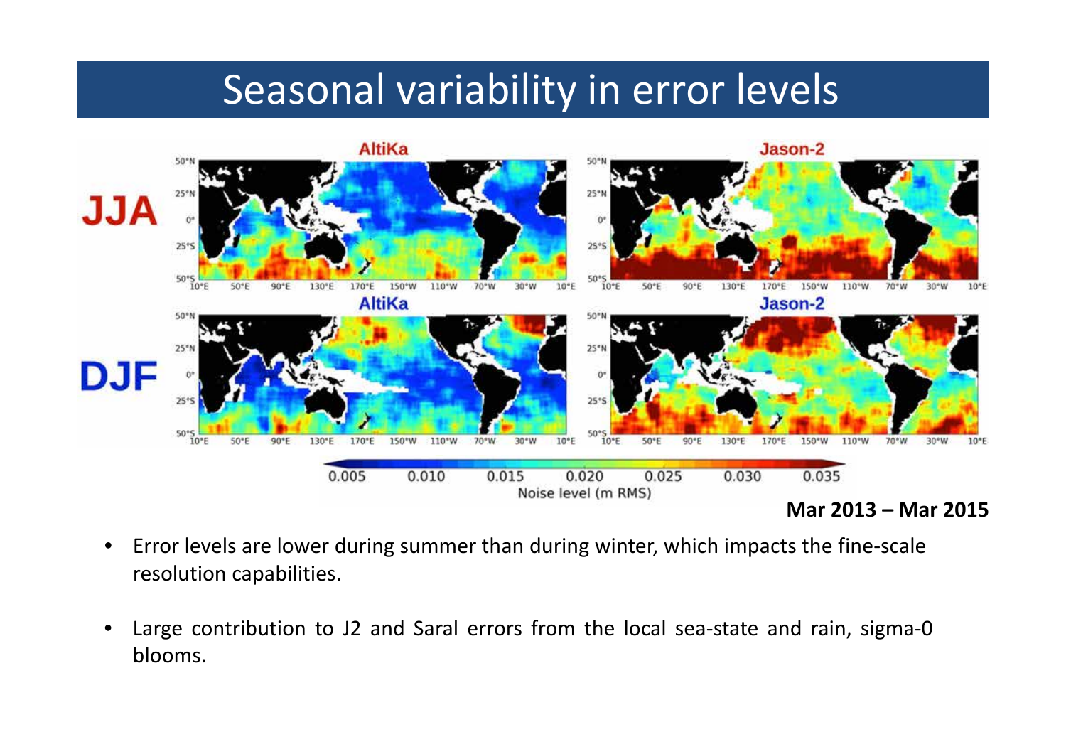# Seasonal variability in error levels

**Mar 2013 – Mar 2015**

- Error levels are lower during summer than during winter, which impacts the fine-scale resolution capabilities.
- Large contribution to J2 and Saral errors from the local sea-state and rain, sigma-0 blooms.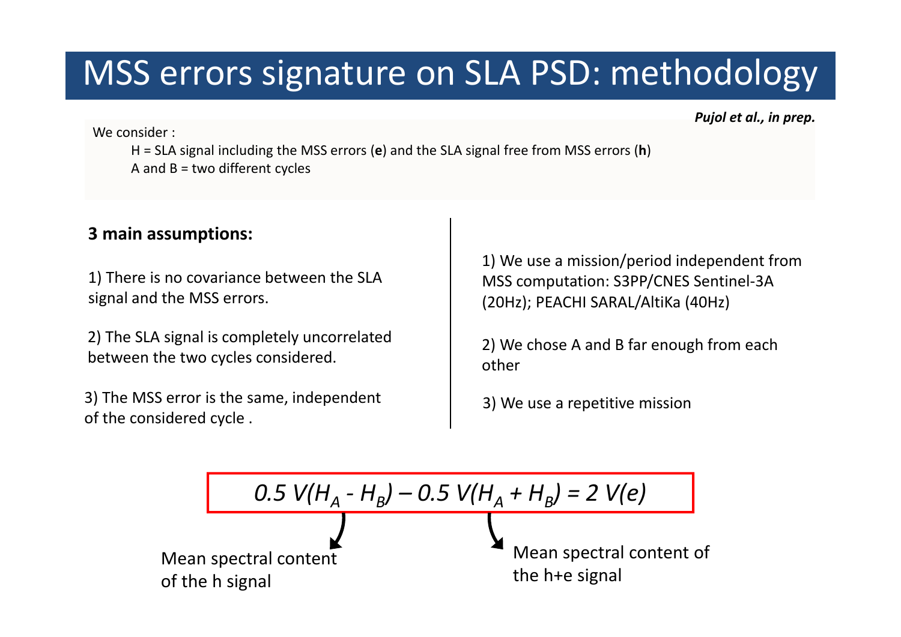# MSS errors signature on SLA PSD: methodology

***Pujol et al., in prep.***

We consider :

H = SLA signal including the MSS errors (**e**) and the SLA signal free from MSS errors (**h**)

A and B = two different cycles

**3 main assumptions:**

1) There is no covariance between the SLA signal and the MSS errors.

2) The SLA signal is completely uncorrelated between the two cycles considered.

3) The MSS error is the same, independent of the considered cycle .

1) We use a mission/period independent from MSS computation: S3PP/CNES Sentinel-3A (20Hz); PEACHI SARAL/AltiKa (40Hz)

2) We chose A and B far enough from each other

3) We use a repetitive mission

$$0.5\ V(H_A - H_B) - 0.5\ V(H_A + H_B) = 2\ V(e)$$

Mean spectral content of the h signal

Mean spectral content of the h+e signal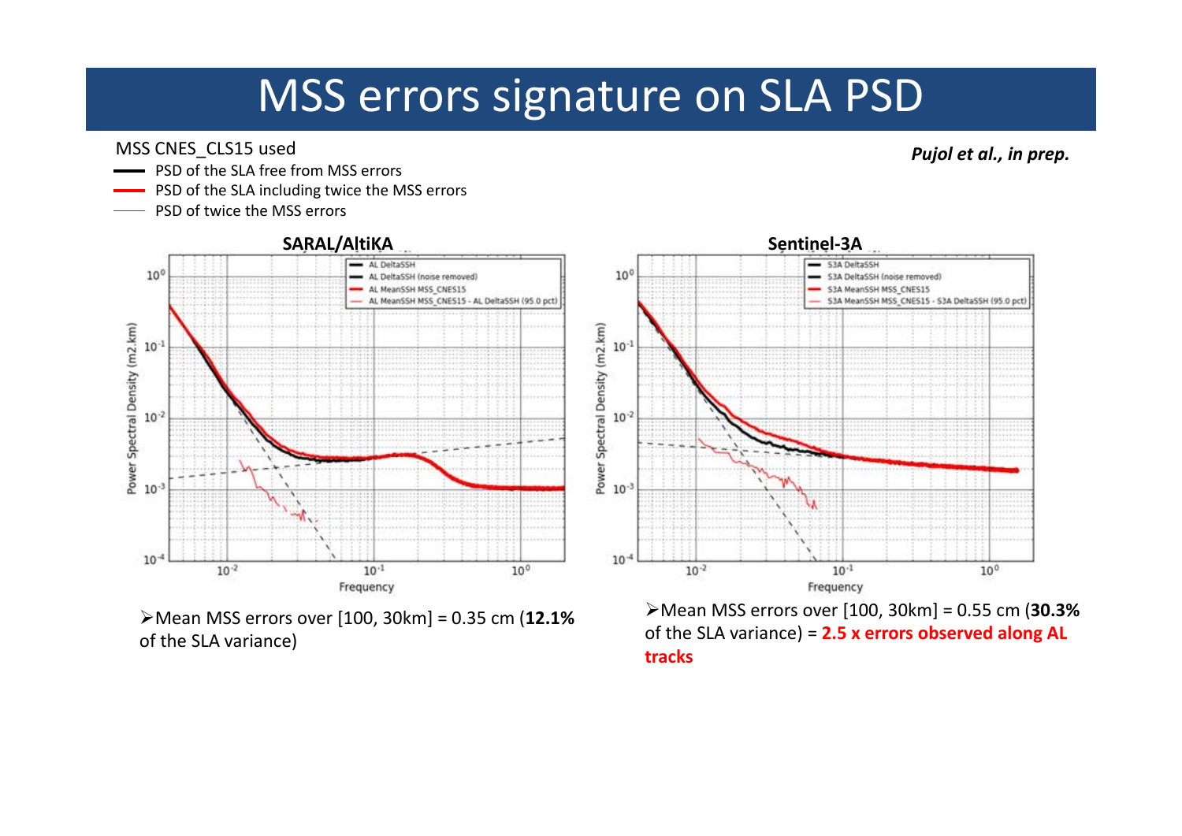# MSS errors signature on SLA PSD

*Pujol et al., in prep.*

MSS CNES_CLS15 used

- PSD of the SLA free from MSS errors
- PSD of the SLA including twice the MSS errors
- PSD of twice the MSS errors

**SARAL/AltiKA**

**Sentinel-3A**

- Mean MSS errors over [100, 30km] = 0.35 cm (**12.1%** of the SLA variance)

- Mean MSS errors over [100, 30km] = 0.55 cm (**30.3%** of the SLA variance) = **2.5 x errors observed along AL tracks**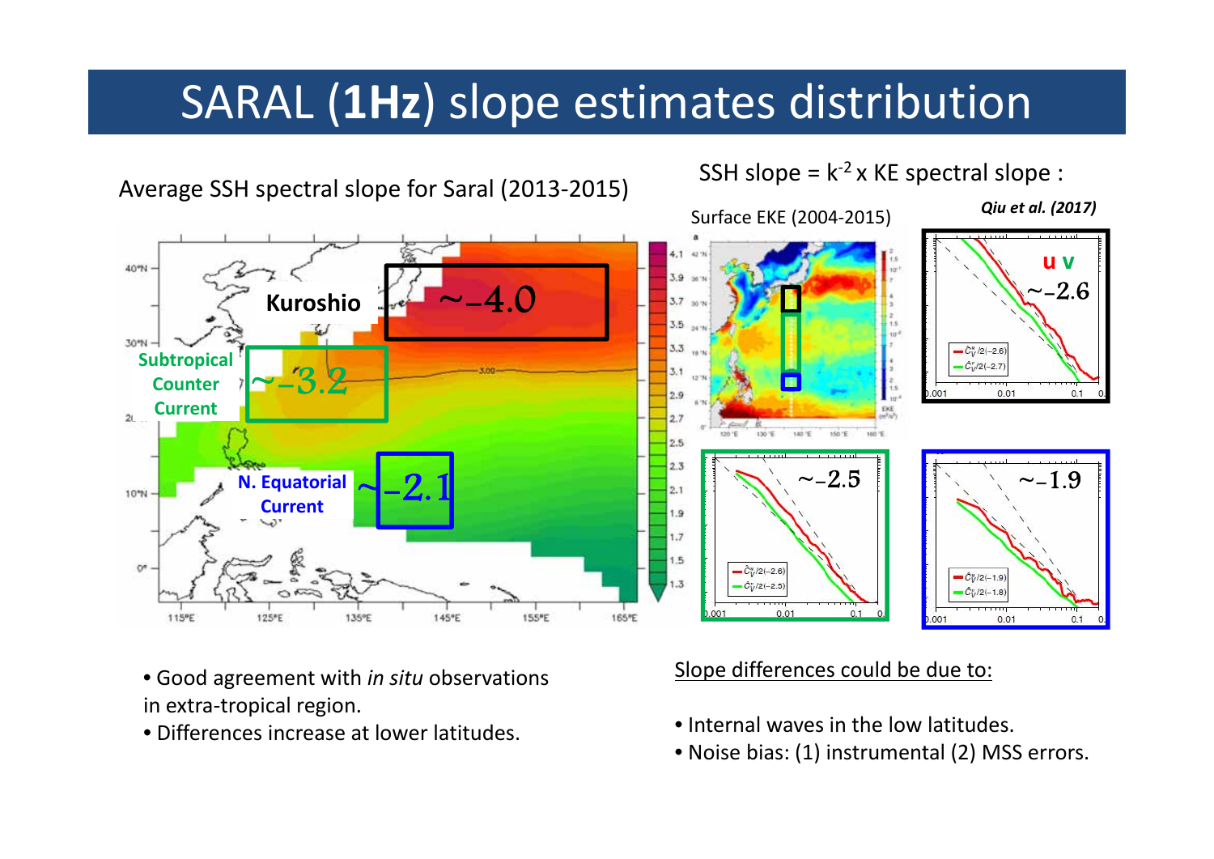# SARAL (**1Hz**) slope estimates distribution

Average SSH spectral slope for Saral (2013-2015)

SSH slope = $k^{-2}$ x KE spectral slope :

*Qiu et al. (2017)*

Surface EKE (2004-2015)

Kuroshio ~-4.0

Subtropical Counter Current ~-3.2

N. Equatorial Current ~-2.1

u v ~-2.6

~-2.5

~-1.9

- Good agreement with *in situ* observations in extra-tropical region.
- Differences increase at lower latitudes.

Slope differences could be due to:

- Internal waves in the low latitudes.
- Noise bias: (1) instrumental (2) MSS errors.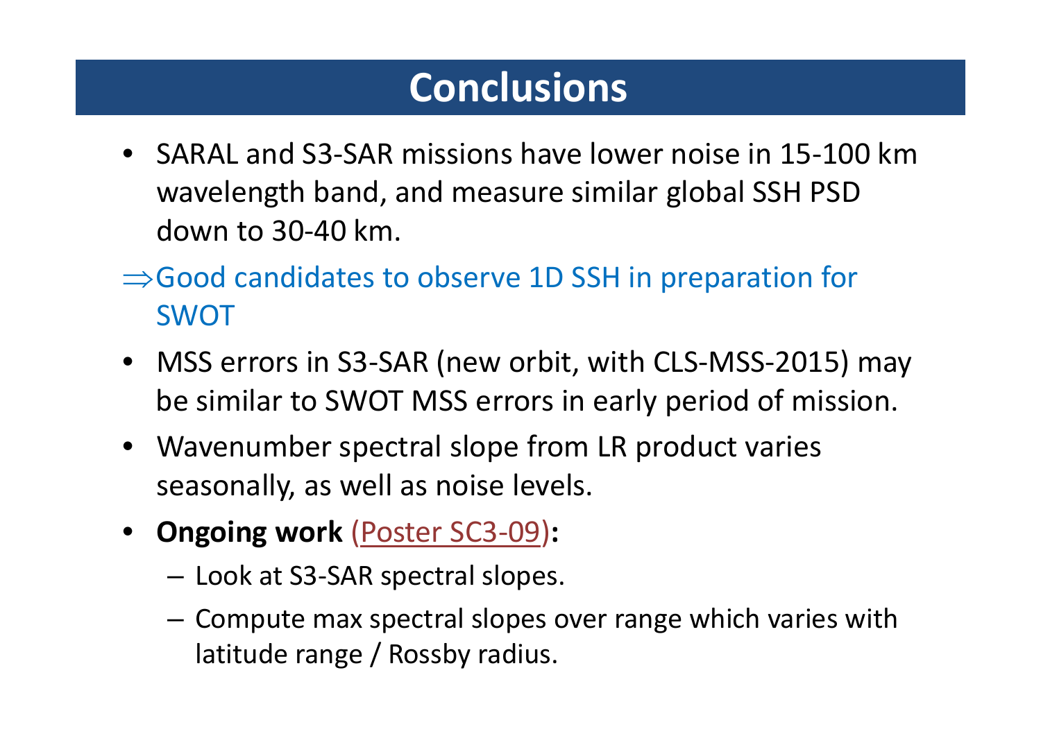# Conclusions

- SARAL and S3-SAR missions have lower noise in 15-100 km wavelength band, and measure similar global SSH PSD down to 30-40 km.

$\Rightarrow$ Good candidates to observe 1D SSH in preparation for SWOT

- MSS errors in S3-SAR (new orbit, with CLS-MSS-2015) may be similar to SWOT MSS errors in early period of mission.
- Wavenumber spectral slope from LR product varies seasonally, as well as noise levels.
- **Ongoing work** (Poster SC3-09)**:**
  - Look at S3-SAR spectral slopes.
  - Compute max spectral slopes over range which varies with latitude range / Rossby radius.